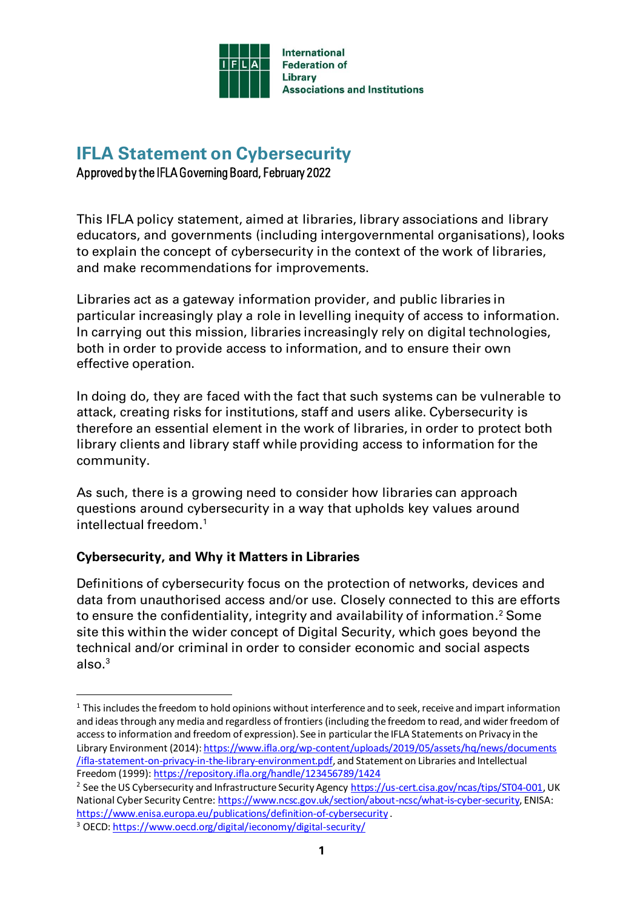International Federation of Library Associations and Institutions

# IFLA Statement on Cybersecurity

Approved by the IFLA Governing Board, February 2022

This IFLA policy statement, aimed at libraries, library associations and library educators, and governments (including intergovernmental organisations), looks to explain the concept of cybersecurity in the context of the work of libraries, and make recommendations for improvements.

Libraries act as a gateway information provider, and public libraries in particular increasingly play a role in levelling inequity of access to information. In carrying out this mission, libraries increasingly rely on digital technologies, both in order to provide access to information, and to ensure their own effective operation.

In doing do, they are faced with the fact that such systems can be vulnerable to attack, creating risks for institutions, staff and users alike. Cybersecurity is therefore an essential element in the work of libraries, in order to protect both library clients and library staff while providing access to information for the community.

As such, there is a growing need to consider how libraries can approach questions around cybersecurity in a way that upholds key values around intellectual freedom.[1]

## Cybersecurity, and Why it Matters in Libraries

Definitions of cybersecurity focus on the protection of networks, devices and data from unauthorised access and/or use. Closely connected to this are efforts to ensure the confidentiality, integrity and availability of information.[2] Some site this within the wider concept of Digital Security, which goes beyond the technical and/or criminal in order to consider economic and social aspects also.[3]

---

[1] This includes the freedom to hold opinions without interference and to seek, receive and impart information and ideas through any media and regardless of frontiers (including the freedom to read, and wider freedom of access to information and freedom of expression). See in particular the IFLA Statements on Privacy in the Library Environment (2014): https://www.ifla.org/wp-content/uploads/2019/05/assets/hq/news/documents/ifla-statement-on-privacy-in-the-library-environment.pdf, and Statement on Libraries and Intellectual Freedom (1999): https://repository.ifla.org/handle/123456789/1424

[2] See the US Cybersecurity and Infrastructure Security Agency https://us-cert.cisa.gov/ncas/tips/ST04-001, UK National Cyber Security Centre: https://www.ncsc.gov.uk/section/about-ncsc/what-is-cyber-security, ENISA: https://www.enisa.europa.eu/publications/definition-of-cybersecurity.

[3] OECD: https://www.oecd.org/digital/ieconomy/digital-security/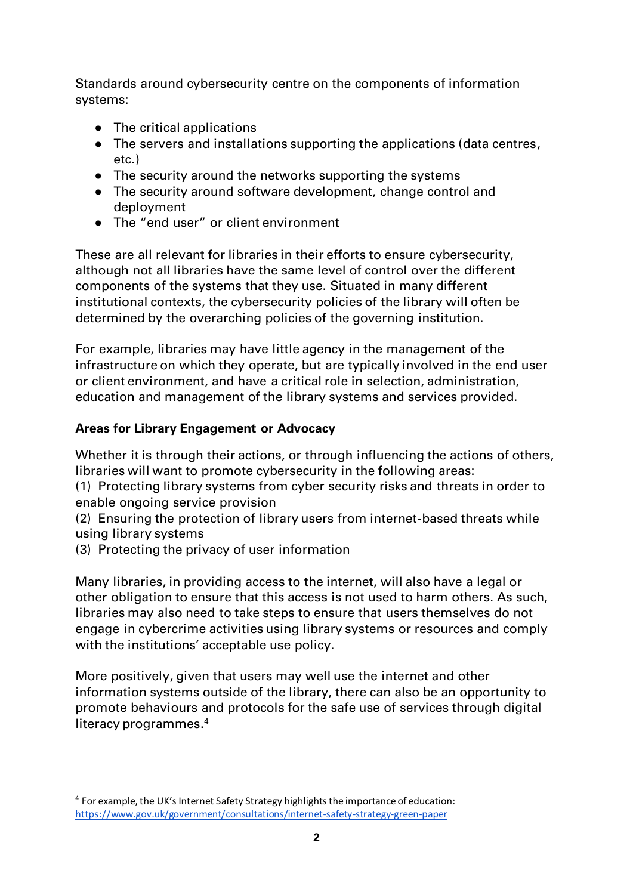Standards around cybersecurity centre on the components of information systems:

- The critical applications
- The servers and installations supporting the applications (data centres, etc.)
- The security around the networks supporting the systems
- The security around software development, change control and deployment
- The “end user” or client environment

These are all relevant for libraries in their efforts to ensure cybersecurity, although not all libraries have the same level of control over the different components of the systems that they use. Situated in many different institutional contexts, the cybersecurity policies of the library will often be determined by the overarching policies of the governing institution.

For example, libraries may have little agency in the management of the infrastructure on which they operate, but are typically involved in the end user or client environment, and have a critical role in selection, administration, education and management of the library systems and services provided.

**Areas for Library Engagement or Advocacy**

Whether it is through their actions, or through influencing the actions of others, libraries will want to promote cybersecurity in the following areas:
(1) Protecting library systems from cyber security risks and threats in order to enable ongoing service provision
(2) Ensuring the protection of library users from internet-based threats while using library systems
(3) Protecting the privacy of user information

Many libraries, in providing access to the internet, will also have a legal or other obligation to ensure that this access is not used to harm others. As such, libraries may also need to take steps to ensure that users themselves do not engage in cybercrime activities using library systems or resources and comply with the institutions’ acceptable use policy.

More positively, given that users may well use the internet and other information systems outside of the library, there can also be an opportunity to promote behaviours and protocols for the safe use of services through digital literacy programmes.[4]

[4] For example, the UK’s Internet Safety Strategy highlights the importance of education: https://www.gov.uk/government/consultations/internet-safety-strategy-green-paper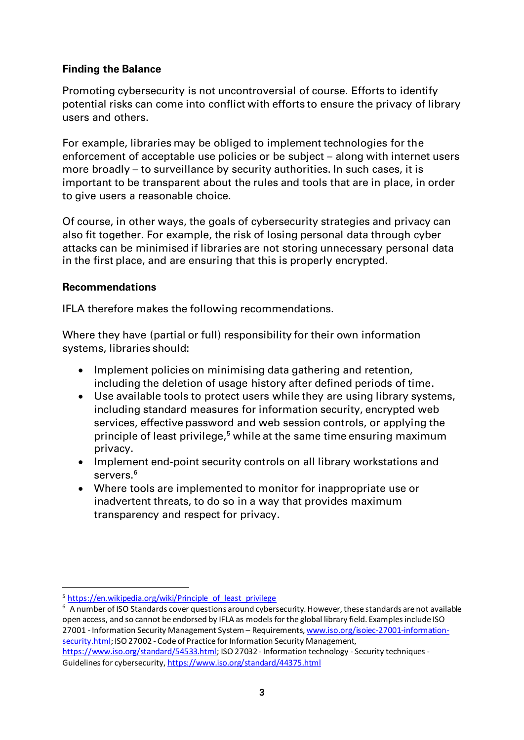**Finding the Balance**

Promoting cybersecurity is not uncontroversial of course. Efforts to identify potential risks can come into conflict with efforts to ensure the privacy of library users and others.

For example, libraries may be obliged to implement technologies for the enforcement of acceptable use policies or be subject – along with internet users more broadly – to surveillance by security authorities. In such cases, it is important to be transparent about the rules and tools that are in place, in order to give users a reasonable choice.

Of course, in other ways, the goals of cybersecurity strategies and privacy can also fit together. For example, the risk of losing personal data through cyber attacks can be minimised if libraries are not storing unnecessary personal data in the first place, and are ensuring that this is properly encrypted.

**Recommendations**

IFLA therefore makes the following recommendations.

Where they have (partial or full) responsibility for their own information systems, libraries should:

- Implement policies on minimising data gathering and retention, including the deletion of usage history after defined periods of time.
- Use available tools to protect users while they are using library systems, including standard measures for information security, encrypted web services, effective password and web session controls, or applying the principle of least privilege,[5] while at the same time ensuring maximum privacy.
- Implement end-point security controls on all library workstations and servers.[6]
- Where tools are implemented to monitor for inappropriate use or inadvertent threats, to do so in a way that provides maximum transparency and respect for privacy.

---

[5] https://en.wikipedia.org/wiki/Principle_of_least_privilege

[6] A number of ISO Standards cover questions around cybersecurity. However, these standards are not available open access, and so cannot be endorsed by IFLA as models for the global library field. Examples include ISO 27001 - Information Security Management System – Requirements, www.iso.org/isoiec-27001-information-security.html; ISO 27002 - Code of Practice for Information Security Management, https://www.iso.org/standard/54533.html; ISO 27032 - Information technology - Security techniques - Guidelines for cybersecurity, https://www.iso.org/standard/44375.html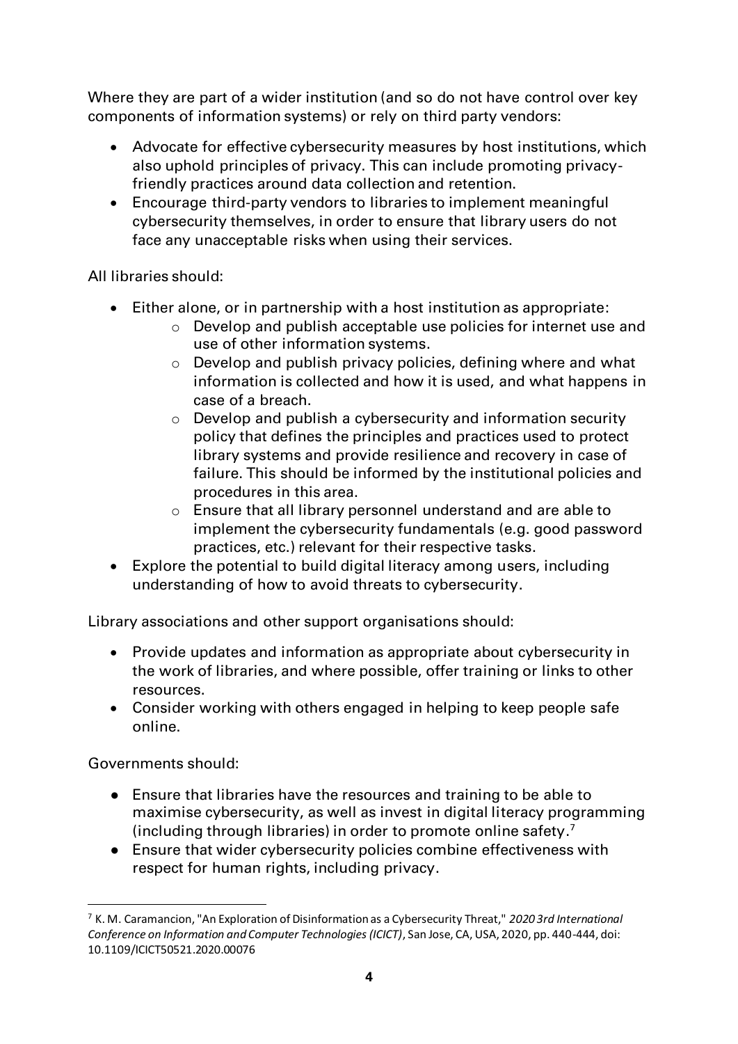Where they are part of a wider institution (and so do not have control over key components of information systems) or rely on third party vendors:

- Advocate for effective cybersecurity measures by host institutions, which also uphold principles of privacy. This can include promoting privacy-friendly practices around data collection and retention.
- Encourage third-party vendors to libraries to implement meaningful cybersecurity themselves, in order to ensure that library users do not face any unacceptable risks when using their services.

All libraries should:

- Either alone, or in partnership with a host institution as appropriate:
  - Develop and publish acceptable use policies for internet use and use of other information systems.
  - Develop and publish privacy policies, defining where and what information is collected and how it is used, and what happens in case of a breach.
  - Develop and publish a cybersecurity and information security policy that defines the principles and practices used to protect library systems and provide resilience and recovery in case of failure. This should be informed by the institutional policies and procedures in this area.
  - Ensure that all library personnel understand and are able to implement the cybersecurity fundamentals (e.g. good password practices, etc.) relevant for their respective tasks.
- Explore the potential to build digital literacy among users, including understanding of how to avoid threats to cybersecurity.

Library associations and other support organisations should:

- Provide updates and information as appropriate about cybersecurity in the work of libraries, and where possible, offer training or links to other resources.
- Consider working with others engaged in helping to keep people safe online.

Governments should:

- Ensure that libraries have the resources and training to be able to maximise cybersecurity, as well as invest in digital literacy programming (including through libraries) in order to promote online safety.[7]
- Ensure that wider cybersecurity policies combine effectiveness with respect for human rights, including privacy.

---

[7] K. M. Caramancion, "An Exploration of Disinformation as a Cybersecurity Threat," *2020 3rd International Conference on Information and Computer Technologies (ICICT)*, San Jose, CA, USA, 2020, pp. 440-444, doi: 10.1109/ICICT50521.2020.00076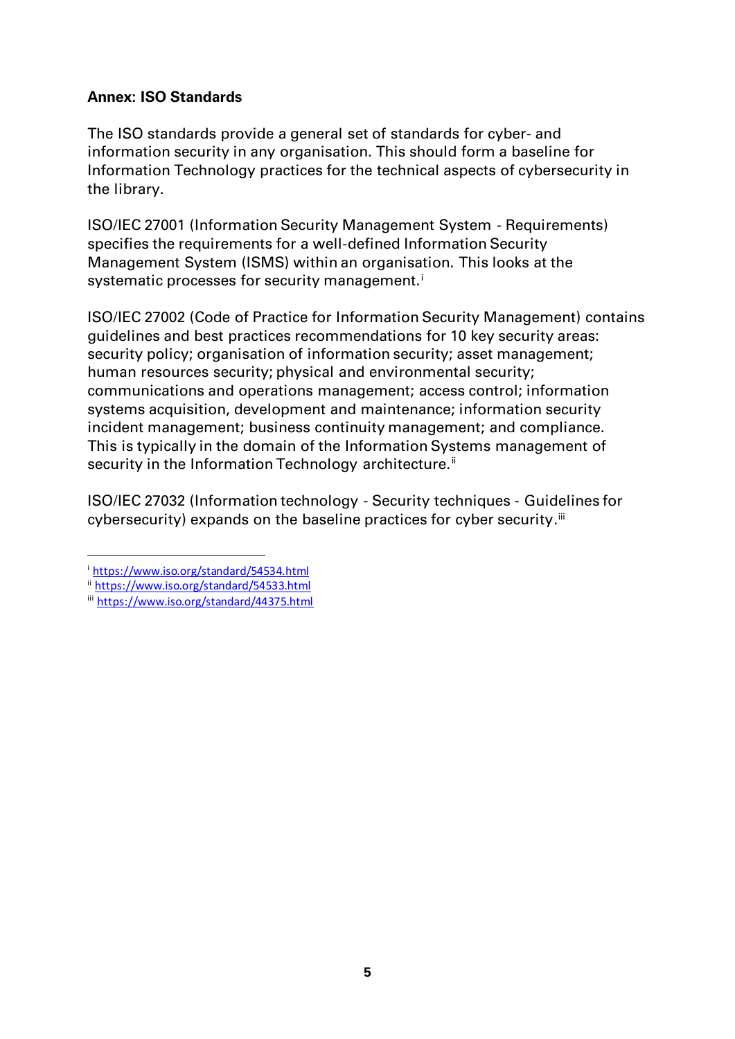**Annex: ISO Standards**

The ISO standards provide a general set of standards for cyber- and information security in any organisation. This should form a baseline for Information Technology practices for the technical aspects of cybersecurity in the library.

ISO/IEC 27001 (Information Security Management System - Requirements) specifies the requirements for a well-defined Information Security Management System (ISMS) within an organisation. This looks at the systematic processes for security management.[i]

ISO/IEC 27002 (Code of Practice for Information Security Management) contains guidelines and best practices recommendations for 10 key security areas: security policy; organisation of information security; asset management; human resources security; physical and environmental security; communications and operations management; access control; information systems acquisition, development and maintenance; information security incident management; business continuity management; and compliance. This is typically in the domain of the Information Systems management of security in the Information Technology architecture.[ii]

ISO/IEC 27032 (Information technology - Security techniques - Guidelines for cybersecurity) expands on the baseline practices for cyber security.[iii]

---

[i] https://www.iso.org/standard/54534.html
[ii] https://www.iso.org/standard/54533.html
[iii] https://www.iso.org/standard/44375.html